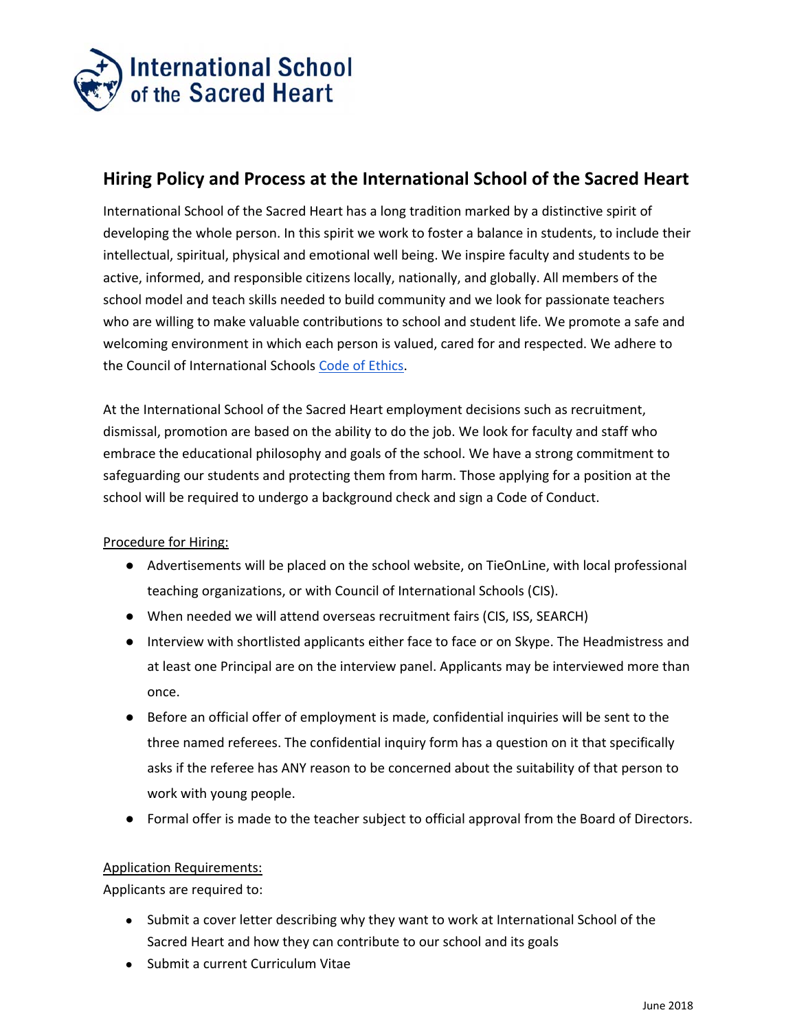# Hiring Policy and Process at the International School of the Sacred Heart

International School of the Sacred Heart has a long tradition marked by a distinctive spirit of developing the whole person. In this spirit we work to foster a balance in students, to include their intellectual, spiritual, physical and emotional well being. We inspire faculty and students to be active, informed, and responsible citizens locally, nationally, and globally. All members of the school model and teach skills needed to build community and we look for passionate teachers who are willing to make valuable contributions to school and student life. We promote a safe and welcoming environment in which each person is valued, cared for and respected. We adhere to the Council of International Schools Code of Ethics.

At the International School of the Sacred Heart employment decisions such as recruitment, dismissal, promotion are based on the ability to do the job. We look for faculty and staff who embrace the educational philosophy and goals of the school. We have a strong commitment to safeguarding our students and protecting them from harm. Those applying for a position at the school will be required to undergo a background check and sign a Code of Conduct.

Procedure for Hiring:

- Advertisements will be placed on the school website, on TieOnLine, with local professional teaching organizations, or with Council of International Schools (CIS).
- When needed we will attend overseas recruitment fairs (CIS, ISS, SEARCH)
- Interview with shortlisted applicants either face to face or on Skype. The Headmistress and at least one Principal are on the interview panel. Applicants may be interviewed more than once.
- Before an official offer of employment is made, confidential inquiries will be sent to the three named referees. The confidential inquiry form has a question on it that specifically asks if the referee has ANY reason to be concerned about the suitability of that person to work with young people.
- Formal offer is made to the teacher subject to official approval from the Board of Directors.

Application Requirements:

Applicants are required to:

- Submit a cover letter describing why they want to work at International School of the Sacred Heart and how they can contribute to our school and its goals
- Submit a current Curriculum Vitae

June 2018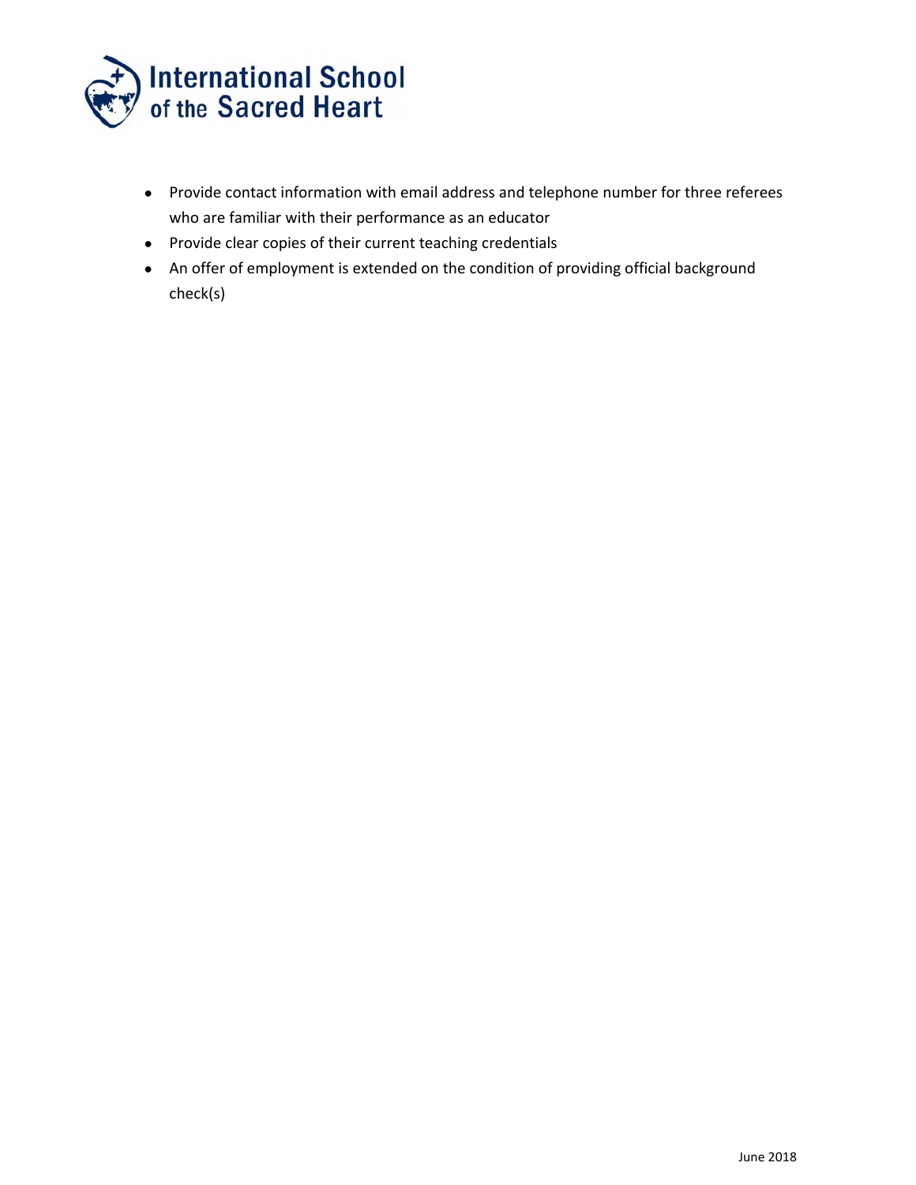- Provide contact information with email address and telephone number for three referees who are familiar with their performance as an educator
- Provide clear copies of their current teaching credentials
- An offer of employment is extended on the condition of providing official background check(s)

June 2018